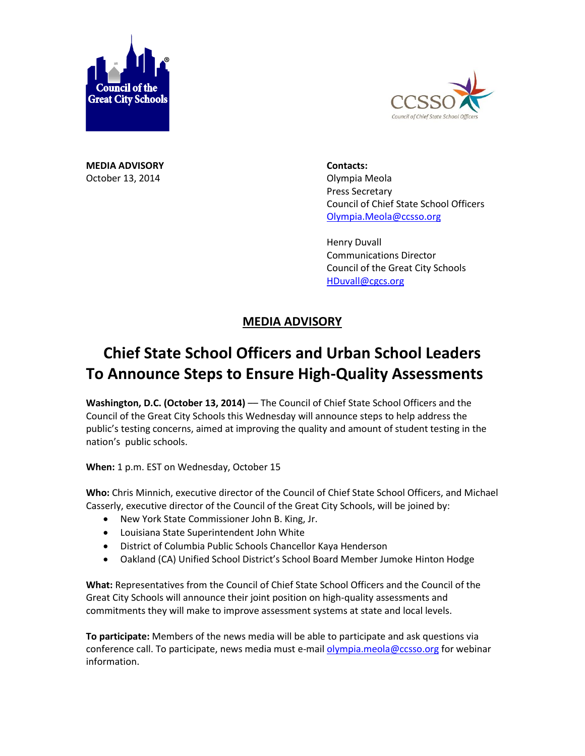Council of the Great City Schools

CCSSO
Council of Chief State School Officers

**MEDIA ADVISORY**
October 13, 2014

**Contacts:**
Olympia Meola
Press Secretary
Council of Chief State School Officers
Olympia.Meola@ccsso.org

Henry Duvall
Communications Director
Council of the Great City Schools
HDuvall@cgcs.org

## MEDIA ADVISORY

# Chief State School Officers and Urban School Leaders To Announce Steps to Ensure High-Quality Assessments

**Washington, D.C. (October 13, 2014)** — The Council of Chief State School Officers and the Council of the Great City Schools this Wednesday will announce steps to help address the public's testing concerns, aimed at improving the quality and amount of student testing in the nation's public schools.

**When:** 1 p.m. EST on Wednesday, October 15

**Who:** Chris Minnich, executive director of the Council of Chief State School Officers, and Michael Casserly, executive director of the Council of the Great City Schools, will be joined by:

- New York State Commissioner John B. King, Jr.
- Louisiana State Superintendent John White
- District of Columbia Public Schools Chancellor Kaya Henderson
- Oakland (CA) Unified School District's School Board Member Jumoke Hinton Hodge

**What:** Representatives from the Council of Chief State School Officers and the Council of the Great City Schools will announce their joint position on high-quality assessments and commitments they will make to improve assessment systems at state and local levels.

**To participate:** Members of the news media will be able to participate and ask questions via conference call. To participate, news media must e-mail olympia.meola@ccsso.org for webinar information.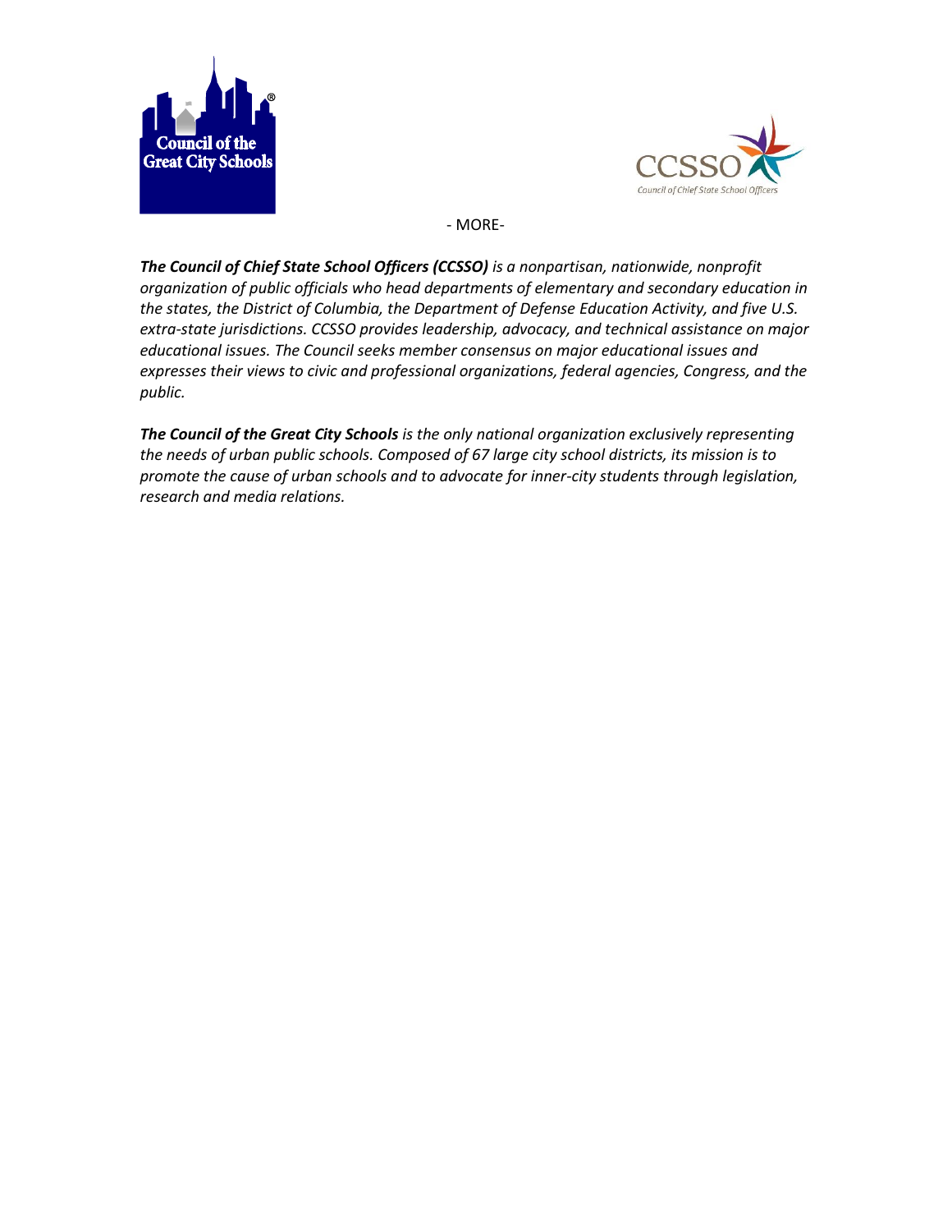- MORE-

***The Council of Chief State School Officers (CCSSO)*** *is a nonpartisan, nationwide, nonprofit organization of public officials who head departments of elementary and secondary education in the states, the District of Columbia, the Department of Defense Education Activity, and five U.S. extra-state jurisdictions. CCSSO provides leadership, advocacy, and technical assistance on major educational issues. The Council seeks member consensus on major educational issues and expresses their views to civic and professional organizations, federal agencies, Congress, and the public.*

***The Council of the Great City Schools*** *is the only national organization exclusively representing the needs of urban public schools. Composed of 67 large city school districts, its mission is to promote the cause of urban schools and to advocate for inner-city students through legislation, research and media relations.*